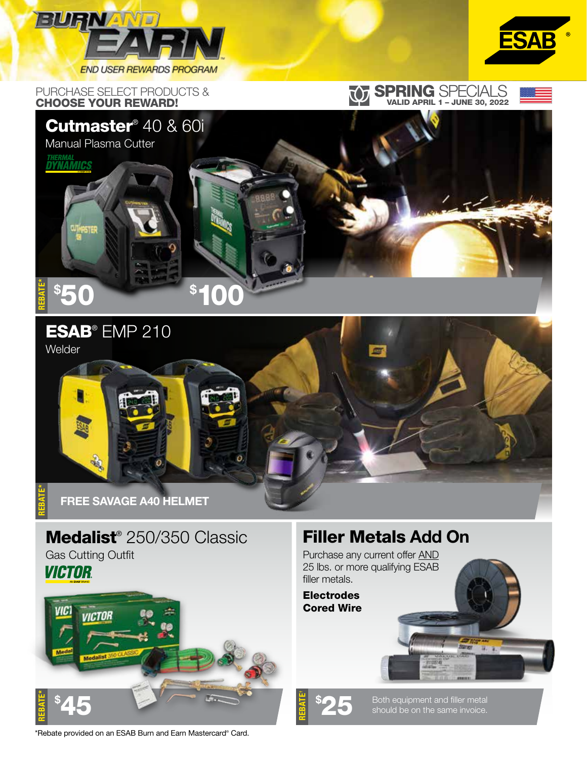# BURN AND EARN

END USER REWARDS PROGRAM

ESAB®

PURCHASE SELECT PRODUCTS &
**CHOOSE YOUR REWARD!**

**SPRING** SPECIALS
VALID APRIL 1 – JUNE 30, 2022

## **Cutmaster®** 40 & 60i

Manual Plasma Cutter

THERMAL DYNAMICS

REBATE* **$50** **$100**

## **ESAB®** EMP 210

Welder

REBATE* **FREE SAVAGE A40 HELMET**

## **Medalist®** 250/350 Classic

Gas Cutting Outfit

VICTOR

REBATE* **$45**

## Filler Metals Add On

Purchase any current offer AND 25 lbs. or more qualifying ESAB filler metals.

**Electrodes**
**Cored Wire**

REBATE* **$25** Both equipment and filler metal should be on the same invoice.

*Rebate provided on an ESAB Burn and Earn Mastercard® Card.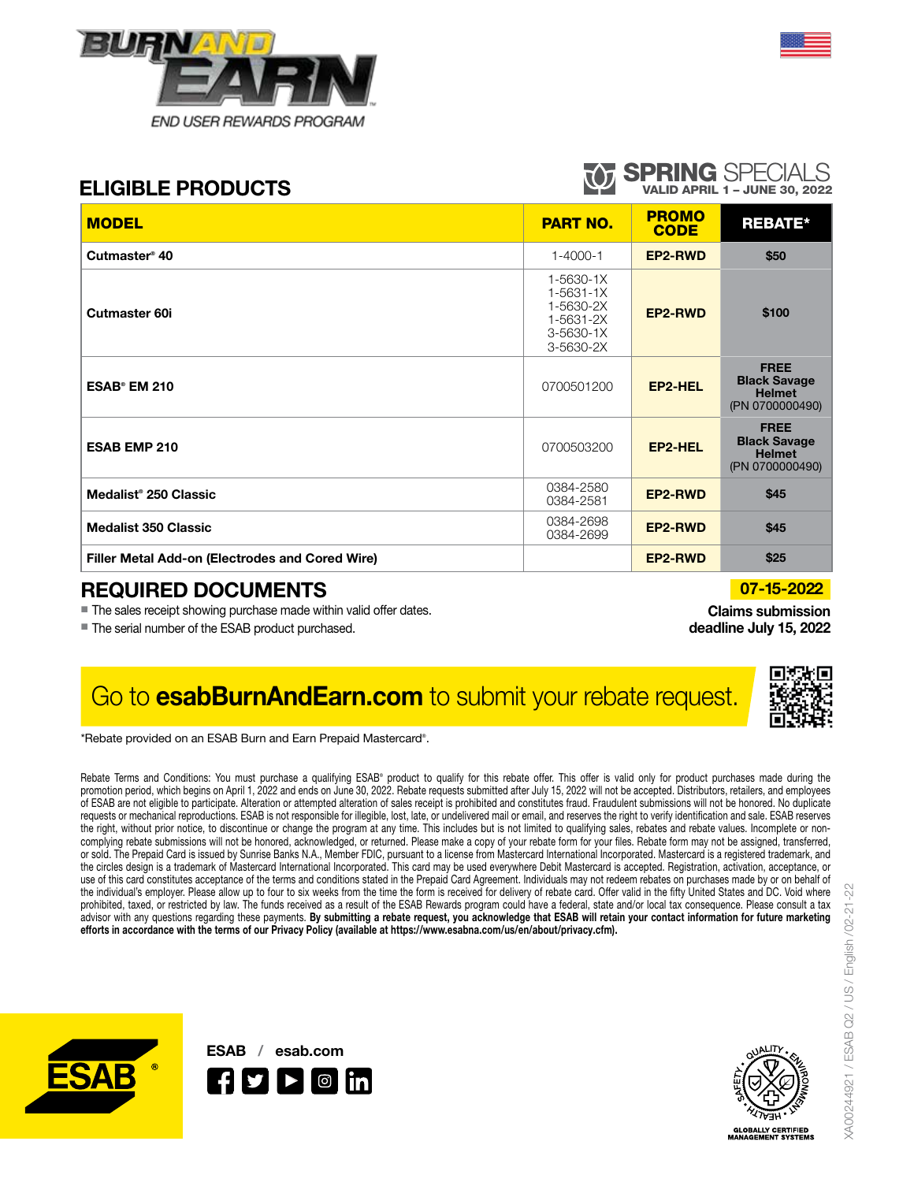BURN AND EARN

END USER REWARDS PROGRAM

## ELIGIBLE PRODUCTS

**SPRING SPECIALS**
VALID APRIL 1 – JUNE 30, 2022

| MODEL | PART NO. | PROMO CODE | REBATE* |
|---|---|---|---|
| **Cutmaster® 40** | 1-4000-1 | **EP2-RWD** | **$50** |
| **Cutmaster 60i** | 1-5630-1X<br>1-5631-1X<br>1-5630-2X<br>1-5631-2X<br>3-5630-1X<br>3-5630-2X | **EP2-RWD** | **$100** |
| **ESAB® EM 210** | 0700501200 | **EP2-HEL** | **FREE Black Savage Helmet** (PN 0700000490) |
| **ESAB EMP 210** | 0700503200 | **EP2-HEL** | **FREE Black Savage Helmet** (PN 0700000490) |
| **Medalist® 250 Classic** | 0384-2580<br>0384-2581 | **EP2-RWD** | **$45** |
| **Medalist 350 Classic** | 0384-2698<br>0384-2699 | **EP2-RWD** | **$45** |
| **Filler Metal Add-on (Electrodes and Cored Wire)** | | **EP2-RWD** | **$25** |

## REQUIRED DOCUMENTS

- The sales receipt showing purchase made within valid offer dates.
- The serial number of the ESAB product purchased.

**07-15-2022**

**Claims submission deadline July 15, 2022**

Go to **esabBurnAndEarn.com** to submit your rebate request.

*Rebate provided on an ESAB Burn and Earn Prepaid Mastercard®.

Rebate Terms and Conditions: You must purchase a qualifying ESAB® product to qualify for this rebate offer. This offer is valid only for product purchases made during the promotion period, which begins on April 1, 2022 and ends on June 30, 2022. Rebate requests submitted after July 15, 2022 will not be accepted. Distributors, retailers, and employees of ESAB are not eligible to participate. Alteration or attempted alteration of sales receipt is prohibited and constitutes fraud. Fraudulent submissions will not be honored. No duplicate requests or mechanical reproductions. ESAB is not responsible for illegible, lost, late, or undelivered mail or email, and reserves the right to verify identification and sale. ESAB reserves the right, without prior notice, to discontinue or change the program at any time. This includes but is not limited to qualifying sales, rebates and rebate values. Incomplete or non-complying rebate submissions will not be honored, acknowledged, or returned. Please make a copy of your rebate form for your files. Rebate form may not be assigned, transferred, or sold. The Prepaid Card is issued by Sunrise Banks N.A., Member FDIC, pursuant to a license from Mastercard International Incorporated. Mastercard is a registered trademark, and the circles design is a trademark of Mastercard International Incorporated. This card may be used everywhere Debit Mastercard is accepted. Registration, activation, acceptance, or use of this card constitutes acceptance of the terms and conditions stated in the Prepaid Card Agreement. Individuals may not redeem rebates on purchases made by or on behalf of the individual's employer. Please allow up to four to six weeks from the time the form is received for delivery of rebate card. Offer valid in the fifty United States and DC. Void where prohibited, taxed, or restricted by law. The funds received as a result of the ESAB Rewards program could have a federal, state and/or local tax consequence. Please consult a tax advisor with any questions regarding these payments. **By submitting a rebate request, you acknowledge that ESAB will retain your contact information for future marketing efforts in accordance with the terms of our Privacy Policy (available at https://www.esabna.com/us/en/about/privacy.cfm).**

ESAB / esab.com

QUALITY • ENVIRONMENT • HEALTH • SAFETY
GLOBALLY CERTIFIED MANAGEMENT SYSTEMS

XA00244921 / ESAB Q2 / US / English / 02-21-22